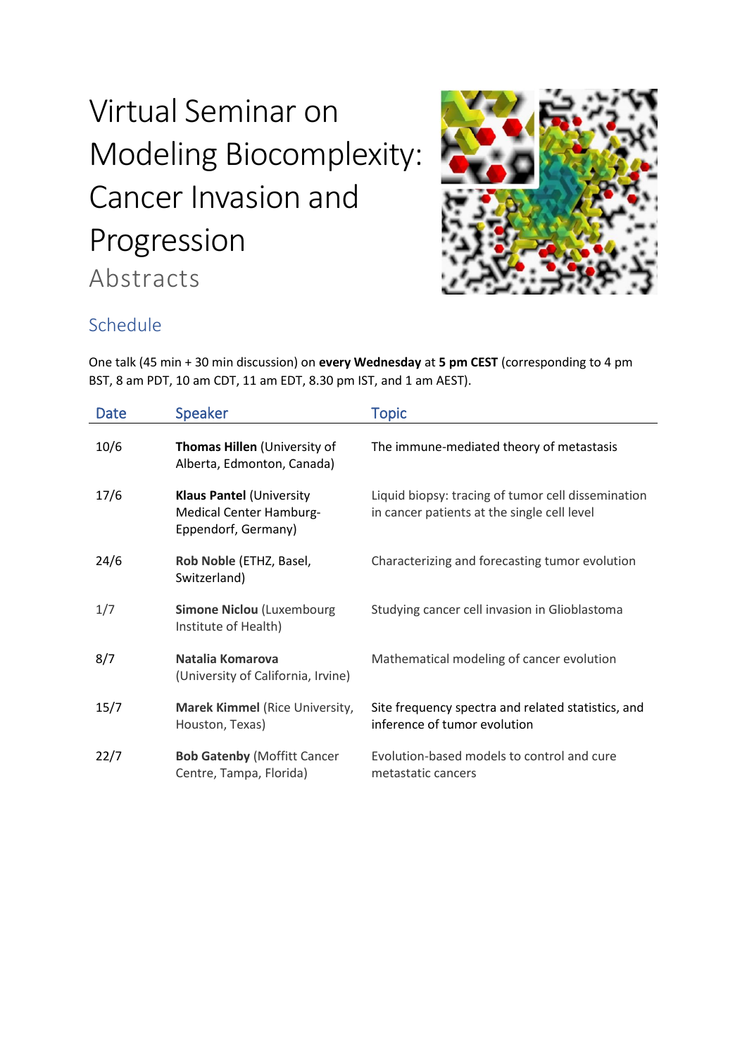# Virtual Seminar on Modeling Biocomplexity: Cancer Invasion and Progression

## Abstracts

### Schedule

One talk (45 min + 30 min discussion) on **every Wednesday** at **5 pm CEST** (corresponding to 4 pm BST, 8 am PDT, 10 am CDT, 11 am EDT, 8.30 pm IST, and 1 am AEST).

| Date | Speaker | Topic |
|---|---|---|
| 10/6 | **Thomas Hillen** (University of Alberta, Edmonton, Canada) | The immune-mediated theory of metastasis |
| 17/6 | **Klaus Pantel** (University Medical Center Hamburg-Eppendorf, Germany) | Liquid biopsy: tracing of tumor cell dissemination in cancer patients at the single cell level |
| 24/6 | **Rob Noble** (ETHZ, Basel, Switzerland) | Characterizing and forecasting tumor evolution |
| 1/7 | **Simone Niclou** (Luxembourg Institute of Health) | Studying cancer cell invasion in Glioblastoma |
| 8/7 | **Natalia Komarova** (University of California, Irvine) | Mathematical modeling of cancer evolution |
| 15/7 | **Marek Kimmel** (Rice University, Houston, Texas) | Site frequency spectra and related statistics, and inference of tumor evolution |
| 22/7 | **Bob Gatenby** (Moffitt Cancer Centre, Tampa, Florida) | Evolution-based models to control and cure metastatic cancers |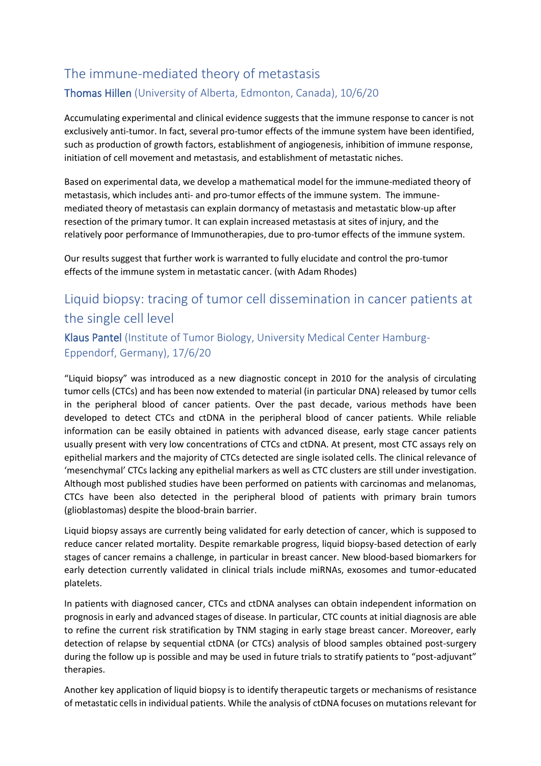## The immune-mediated theory of metastasis

### Thomas Hillen (University of Alberta, Edmonton, Canada), 10/6/20

Accumulating experimental and clinical evidence suggests that the immune response to cancer is not exclusively anti-tumor. In fact, several pro-tumor effects of the immune system have been identified, such as production of growth factors, establishment of angiogenesis, inhibition of immune response, initiation of cell movement and metastasis, and establishment of metastatic niches.

Based on experimental data, we develop a mathematical model for the immune-mediated theory of metastasis, which includes anti- and pro-tumor effects of the immune system. The immune-mediated theory of metastasis can explain dormancy of metastasis and metastatic blow-up after resection of the primary tumor. It can explain increased metastasis at sites of injury, and the relatively poor performance of Immunotherapies, due to pro-tumor effects of the immune system.

Our results suggest that further work is warranted to fully elucidate and control the pro-tumor effects of the immune system in metastatic cancer. (with Adam Rhodes)

## Liquid biopsy: tracing of tumor cell dissemination in cancer patients at the single cell level

### Klaus Pantel (Institute of Tumor Biology, University Medical Center Hamburg-Eppendorf, Germany), 17/6/20

"Liquid biopsy" was introduced as a new diagnostic concept in 2010 for the analysis of circulating tumor cells (CTCs) and has been now extended to material (in particular DNA) released by tumor cells in the peripheral blood of cancer patients. Over the past decade, various methods have been developed to detect CTCs and ctDNA in the peripheral blood of cancer patients. While reliable information can be easily obtained in patients with advanced disease, early stage cancer patients usually present with very low concentrations of CTCs and ctDNA. At present, most CTC assays rely on epithelial markers and the majority of CTCs detected are single isolated cells. The clinical relevance of 'mesenchymal' CTCs lacking any epithelial markers as well as CTC clusters are still under investigation. Although most published studies have been performed on patients with carcinomas and melanomas, CTCs have been also detected in the peripheral blood of patients with primary brain tumors (glioblastomas) despite the blood-brain barrier.

Liquid biopsy assays are currently being validated for early detection of cancer, which is supposed to reduce cancer related mortality. Despite remarkable progress, liquid biopsy-based detection of early stages of cancer remains a challenge, in particular in breast cancer. New blood-based biomarkers for early detection currently validated in clinical trials include miRNAs, exosomes and tumor-educated platelets.

In patients with diagnosed cancer, CTCs and ctDNA analyses can obtain independent information on prognosis in early and advanced stages of disease. In particular, CTC counts at initial diagnosis are able to refine the current risk stratification by TNM staging in early stage breast cancer. Moreover, early detection of relapse by sequential ctDNA (or CTCs) analysis of blood samples obtained post-surgery during the follow up is possible and may be used in future trials to stratify patients to "post-adjuvant" therapies.

Another key application of liquid biopsy is to identify therapeutic targets or mechanisms of resistance of metastatic cells in individual patients. While the analysis of ctDNA focuses on mutations relevant for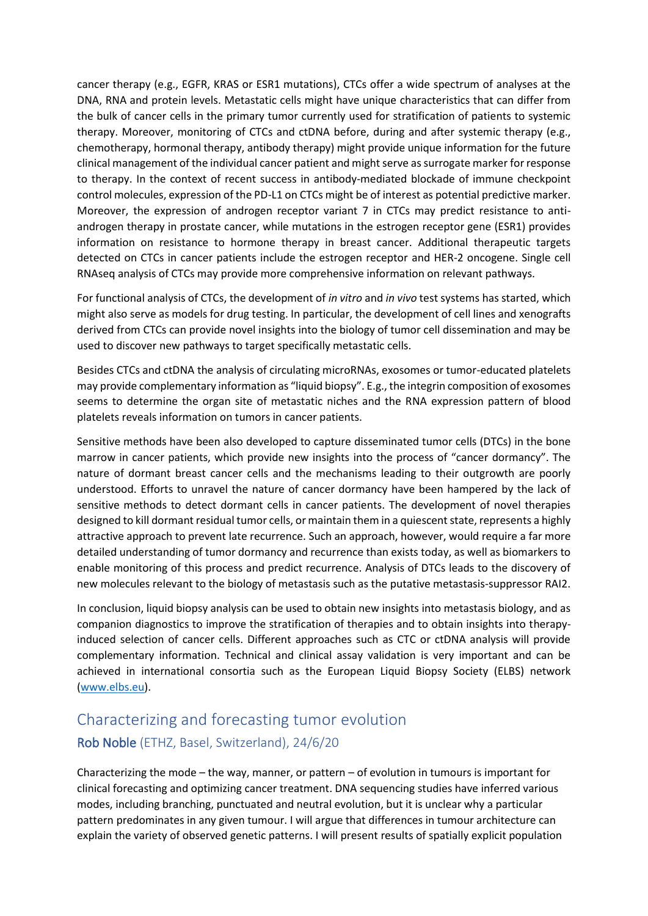cancer therapy (e.g., EGFR, KRAS or ESR1 mutations), CTCs offer a wide spectrum of analyses at the DNA, RNA and protein levels. Metastatic cells might have unique characteristics that can differ from the bulk of cancer cells in the primary tumor currently used for stratification of patients to systemic therapy. Moreover, monitoring of CTCs and ctDNA before, during and after systemic therapy (e.g., chemotherapy, hormonal therapy, antibody therapy) might provide unique information for the future clinical management of the individual cancer patient and might serve as surrogate marker for response to therapy. In the context of recent success in antibody-mediated blockade of immune checkpoint control molecules, expression of the PD-L1 on CTCs might be of interest as potential predictive marker. Moreover, the expression of androgen receptor variant 7 in CTCs may predict resistance to anti-androgen therapy in prostate cancer, while mutations in the estrogen receptor gene (ESR1) provides information on resistance to hormone therapy in breast cancer. Additional therapeutic targets detected on CTCs in cancer patients include the estrogen receptor and HER-2 oncogene. Single cell RNAseq analysis of CTCs may provide more comprehensive information on relevant pathways.

For functional analysis of CTCs, the development of *in vitro* and *in vivo* test systems has started, which might also serve as models for drug testing. In particular, the development of cell lines and xenografts derived from CTCs can provide novel insights into the biology of tumor cell dissemination and may be used to discover new pathways to target specifically metastatic cells.

Besides CTCs and ctDNA the analysis of circulating microRNAs, exosomes or tumor-educated platelets may provide complementary information as "liquid biopsy". E.g., the integrin composition of exosomes seems to determine the organ site of metastatic niches and the RNA expression pattern of blood platelets reveals information on tumors in cancer patients.

Sensitive methods have been also developed to capture disseminated tumor cells (DTCs) in the bone marrow in cancer patients, which provide new insights into the process of "cancer dormancy". The nature of dormant breast cancer cells and the mechanisms leading to their outgrowth are poorly understood. Efforts to unravel the nature of cancer dormancy have been hampered by the lack of sensitive methods to detect dormant cells in cancer patients. The development of novel therapies designed to kill dormant residual tumor cells, or maintain them in a quiescent state, represents a highly attractive approach to prevent late recurrence. Such an approach, however, would require a far more detailed understanding of tumor dormancy and recurrence than exists today, as well as biomarkers to enable monitoring of this process and predict recurrence. Analysis of DTCs leads to the discovery of new molecules relevant to the biology of metastasis such as the putative metastasis-suppressor RAI2.

In conclusion, liquid biopsy analysis can be used to obtain new insights into metastasis biology, and as companion diagnostics to improve the stratification of therapies and to obtain insights into therapy-induced selection of cancer cells. Different approaches such as CTC or ctDNA analysis will provide complementary information. Technical and clinical assay validation is very important and can be achieved in international consortia such as the European Liquid Biopsy Society (ELBS) network (www.elbs.eu).

## Characterizing and forecasting tumor evolution

### Rob Noble (ETHZ, Basel, Switzerland), 24/6/20

Characterizing the mode – the way, manner, or pattern – of evolution in tumours is important for clinical forecasting and optimizing cancer treatment. DNA sequencing studies have inferred various modes, including branching, punctuated and neutral evolution, but it is unclear why a particular pattern predominates in any given tumour. I will argue that differences in tumour architecture can explain the variety of observed genetic patterns. I will present results of spatially explicit population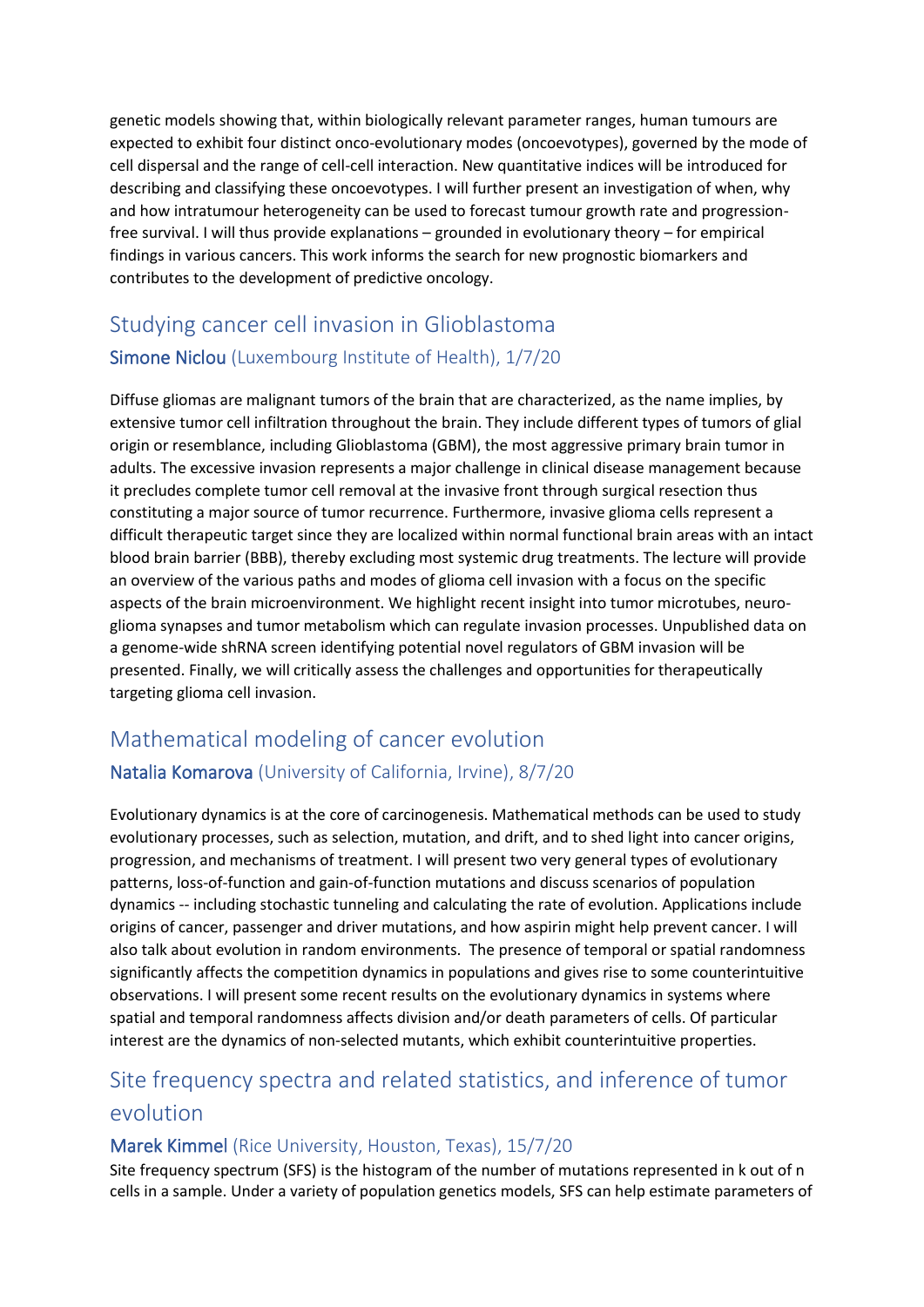genetic models showing that, within biologically relevant parameter ranges, human tumours are expected to exhibit four distinct onco-evolutionary modes (oncoevotypes), governed by the mode of cell dispersal and the range of cell-cell interaction. New quantitative indices will be introduced for describing and classifying these oncoevotypes. I will further present an investigation of when, why and how intratumour heterogeneity can be used to forecast tumour growth rate and progression-free survival. I will thus provide explanations – grounded in evolutionary theory – for empirical findings in various cancers. This work informs the search for new prognostic biomarkers and contributes to the development of predictive oncology.

## Studying cancer cell invasion in Glioblastoma

### Simone Niclou (Luxembourg Institute of Health), 1/7/20

Diffuse gliomas are malignant tumors of the brain that are characterized, as the name implies, by extensive tumor cell infiltration throughout the brain. They include different types of tumors of glial origin or resemblance, including Glioblastoma (GBM), the most aggressive primary brain tumor in adults. The excessive invasion represents a major challenge in clinical disease management because it precludes complete tumor cell removal at the invasive front through surgical resection thus constituting a major source of tumor recurrence. Furthermore, invasive glioma cells represent a difficult therapeutic target since they are localized within normal functional brain areas with an intact blood brain barrier (BBB), thereby excluding most systemic drug treatments. The lecture will provide an overview of the various paths and modes of glioma cell invasion with a focus on the specific aspects of the brain microenvironment. We highlight recent insight into tumor microtubes, neuro-glioma synapses and tumor metabolism which can regulate invasion processes. Unpublished data on a genome-wide shRNA screen identifying potential novel regulators of GBM invasion will be presented. Finally, we will critically assess the challenges and opportunities for therapeutically targeting glioma cell invasion.

## Mathematical modeling of cancer evolution

### Natalia Komarova (University of California, Irvine), 8/7/20

Evolutionary dynamics is at the core of carcinogenesis. Mathematical methods can be used to study evolutionary processes, such as selection, mutation, and drift, and to shed light into cancer origins, progression, and mechanisms of treatment. I will present two very general types of evolutionary patterns, loss-of-function and gain-of-function mutations and discuss scenarios of population dynamics -- including stochastic tunneling and calculating the rate of evolution. Applications include origins of cancer, passenger and driver mutations, and how aspirin might help prevent cancer. I will also talk about evolution in random environments. The presence of temporal or spatial randomness significantly affects the competition dynamics in populations and gives rise to some counterintuitive observations. I will present some recent results on the evolutionary dynamics in systems where spatial and temporal randomness affects division and/or death parameters of cells. Of particular interest are the dynamics of non-selected mutants, which exhibit counterintuitive properties.

## Site frequency spectra and related statistics, and inference of tumor evolution

### Marek Kimmel (Rice University, Houston, Texas), 15/7/20

Site frequency spectrum (SFS) is the histogram of the number of mutations represented in k out of n cells in a sample. Under a variety of population genetics models, SFS can help estimate parameters of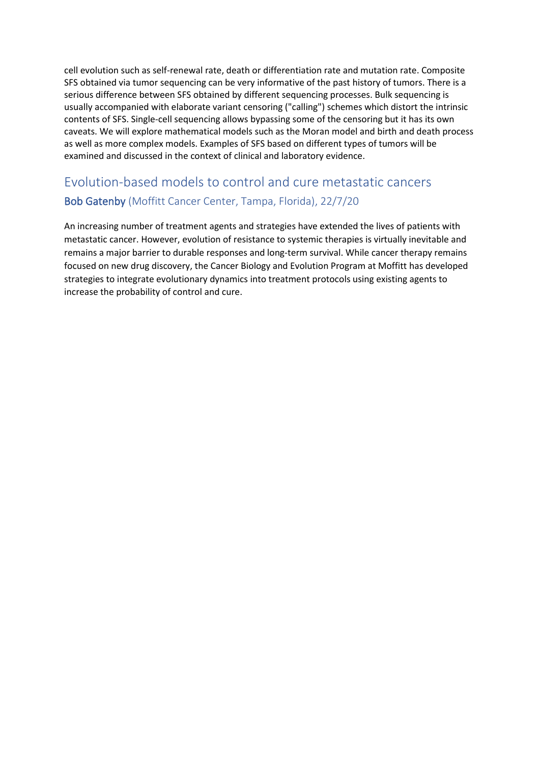cell evolution such as self-renewal rate, death or differentiation rate and mutation rate. Composite SFS obtained via tumor sequencing can be very informative of the past history of tumors. There is a serious difference between SFS obtained by different sequencing processes. Bulk sequencing is usually accompanied with elaborate variant censoring ("calling") schemes which distort the intrinsic contents of SFS. Single-cell sequencing allows bypassing some of the censoring but it has its own caveats. We will explore mathematical models such as the Moran model and birth and death process as well as more complex models. Examples of SFS based on different types of tumors will be examined and discussed in the context of clinical and laboratory evidence.

## Evolution-based models to control and cure metastatic cancers

### Bob Gatenby (Moffitt Cancer Center, Tampa, Florida), 22/7/20

An increasing number of treatment agents and strategies have extended the lives of patients with metastatic cancer. However, evolution of resistance to systemic therapies is virtually inevitable and remains a major barrier to durable responses and long-term survival. While cancer therapy remains focused on new drug discovery, the Cancer Biology and Evolution Program at Moffitt has developed strategies to integrate evolutionary dynamics into treatment protocols using existing agents to increase the probability of control and cure.